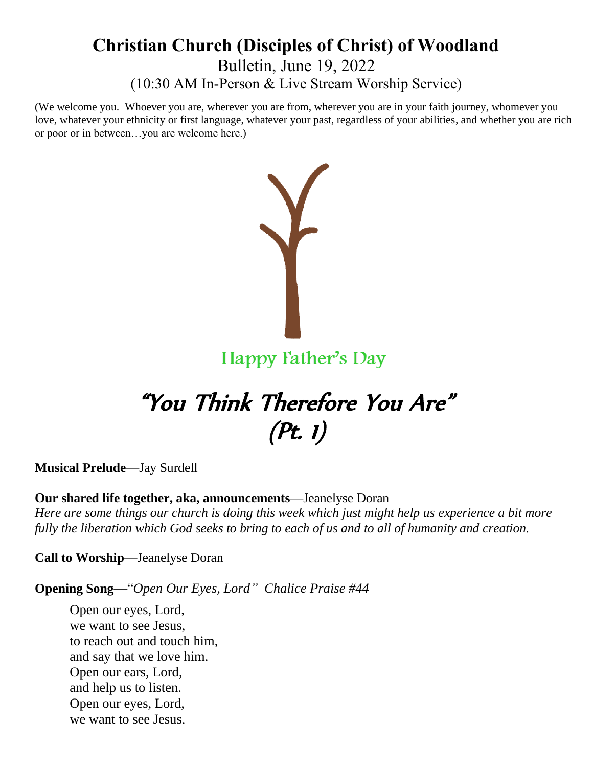# Christian Church (Disciples of Christ) of Woodland

Bulletin, June 19, 2022

(10:30 AM In-Person & Live Stream Worship Service)

(We welcome you. Whoever you are, wherever you are from, wherever you are in your faith journey, whomever you love, whatever your ethnicity or first language, whatever your past, regardless of your abilities, and whether you are rich or poor or in between…you are welcome here.)

Happy Father's Day

## *"You Think Therefore You Are" (Pt. 1)*

**Musical Prelude**—Jay Surdell

**Our shared life together, aka, announcements**—Jeanelyse Doran

*Here are some things our church is doing this week which just might help us experience a bit more fully the liberation which God seeks to bring to each of us and to all of humanity and creation.*

**Call to Worship**—Jeanelyse Doran

**Opening Song**—"*Open Our Eyes, Lord" Chalice Praise #44*

Open our eyes, Lord,
we want to see Jesus,
to reach out and touch him,
and say that we love him.
Open our ears, Lord,
and help us to listen.
Open our eyes, Lord,
we want to see Jesus.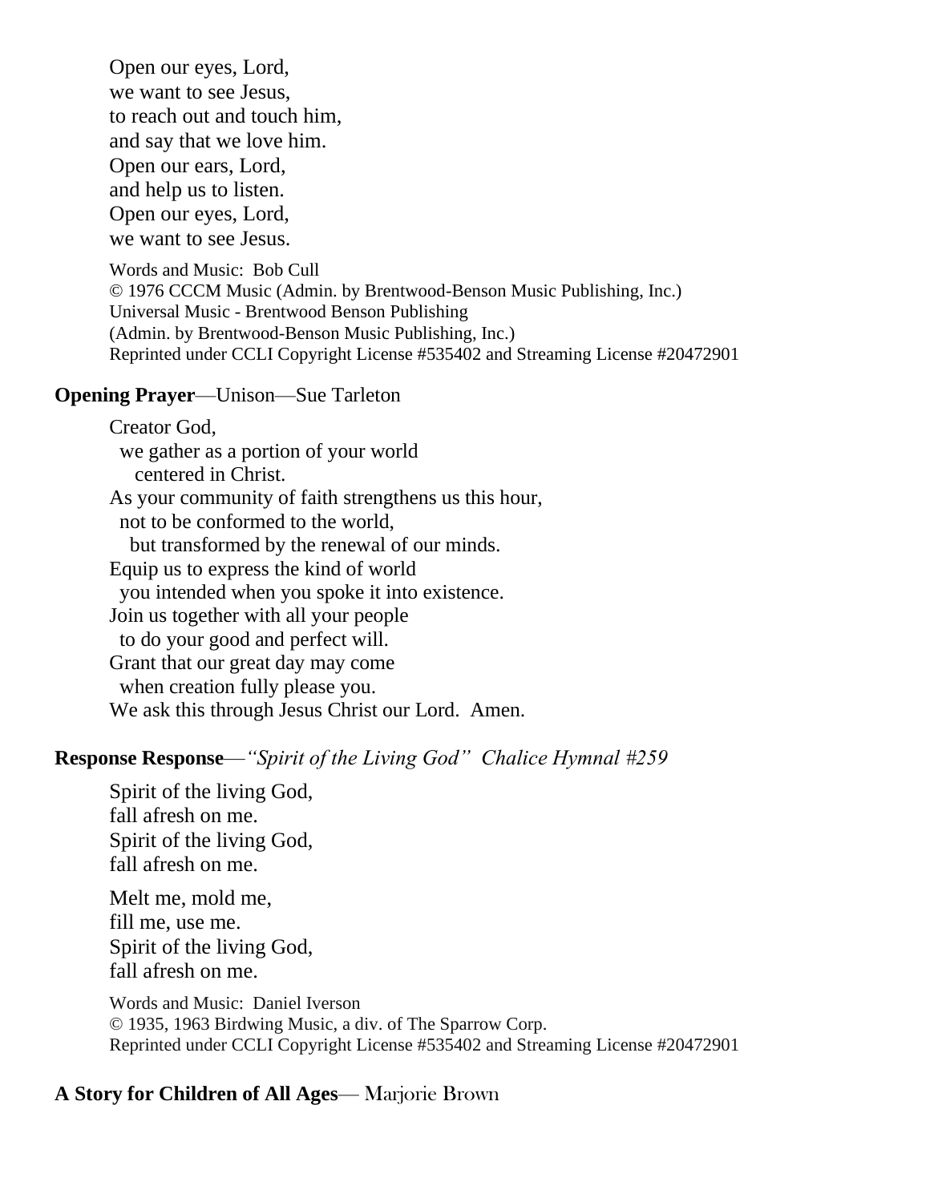Open our eyes, Lord,
we want to see Jesus,
to reach out and touch him,
and say that we love him.
Open our ears, Lord,
and help us to listen.
Open our eyes, Lord,
we want to see Jesus.

Words and Music: Bob Cull
© 1976 CCCM Music (Admin. by Brentwood-Benson Music Publishing, Inc.)
Universal Music - Brentwood Benson Publishing
(Admin. by Brentwood-Benson Music Publishing, Inc.)
Reprinted under CCLI Copyright License #535402 and Streaming License #20472901

**Opening Prayer**—Unison—Sue Tarleton

Creator God,
we gather as a portion of your world
centered in Christ.
As your community of faith strengthens us this hour,
not to be conformed to the world,
but transformed by the renewal of our minds.
Equip us to express the kind of world
you intended when you spoke it into existence.
Join us together with all your people
to do your good and perfect will.
Grant that our great day may come
when creation fully please you.
We ask this through Jesus Christ our Lord. Amen.

**Response Response**—*"Spirit of the Living God" Chalice Hymnal #259*

Spirit of the living God,
fall afresh on me.
Spirit of the living God,
fall afresh on me.

Melt me, mold me,
fill me, use me.
Spirit of the living God,
fall afresh on me.

Words and Music: Daniel Iverson
© 1935, 1963 Birdwing Music, a div. of The Sparrow Corp.
Reprinted under CCLI Copyright License #535402 and Streaming License #20472901

**A Story for Children of All Ages**— Marjorie Brown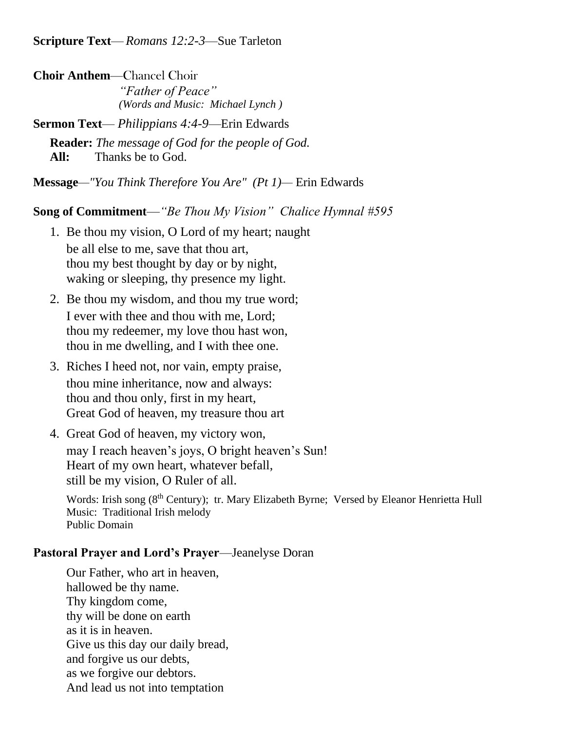**Scripture Text**—*Romans 12:2-3*—Sue Tarleton

**Choir Anthem**—Chancel Choir
*"Father of Peace"*
*(Words and Music: Michael Lynch )*

**Sermon Text**— *Philippians 4:4-9*—Erin Edwards

**Reader:** *The message of God for the people of God.*
**All:** Thanks be to God.

**Message**—*"You Think Therefore You Are" (Pt 1)*— Erin Edwards

**Song of Commitment**—*"Be Thou My Vision" Chalice Hymnal #595*

1. Be thou my vision, O Lord of my heart; naught
   be all else to me, save that thou art,
   thou my best thought by day or by night,
   waking or sleeping, thy presence my light.
2. Be thou my wisdom, and thou my true word;
   I ever with thee and thou with me, Lord;
   thou my redeemer, my love thou hast won,
   thou in me dwelling, and I with thee one.
3. Riches I heed not, nor vain, empty praise,
   thou mine inheritance, now and always:
   thou and thou only, first in my heart,
   Great God of heaven, my treasure thou art
4. Great God of heaven, my victory won,
   may I reach heaven's joys, O bright heaven's Sun!
   Heart of my own heart, whatever befall,
   still be my vision, O Ruler of all.

Words: Irish song (8th Century); tr. Mary Elizabeth Byrne; Versed by Eleanor Henrietta Hull
Music: Traditional Irish melody
Public Domain

**Pastoral Prayer and Lord's Prayer**—Jeanelyse Doran

Our Father, who art in heaven,
hallowed be thy name.
Thy kingdom come,
thy will be done on earth
as it is in heaven.
Give us this day our daily bread,
and forgive us our debts,
as we forgive our debtors.
And lead us not into temptation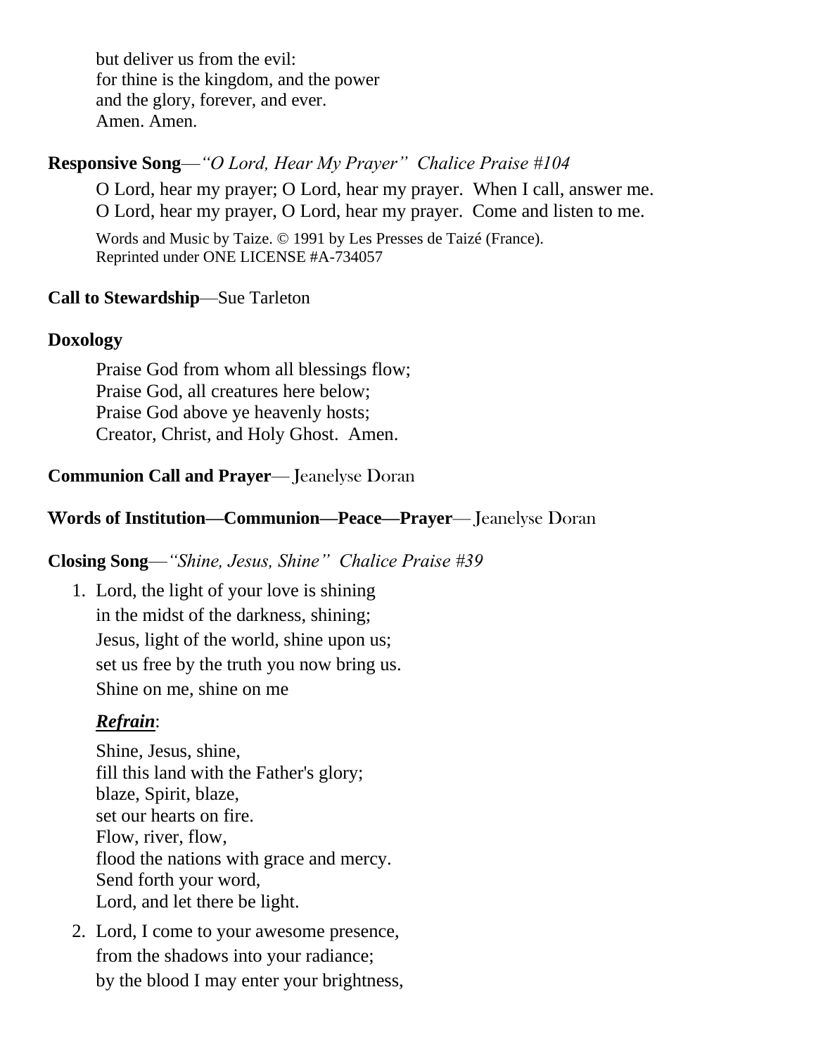but deliver us from the evil:
for thine is the kingdom, and the power
and the glory, forever, and ever.
Amen. Amen.

**Responsive Song**—*"O Lord, Hear My Prayer"  Chalice Praise #104*

O Lord, hear my prayer; O Lord, hear my prayer.  When I call, answer me.
O Lord, hear my prayer, O Lord, hear my prayer.  Come and listen to me.

Words and Music by Taize. © 1991 by Les Presses de Taizé (France).
Reprinted under ONE LICENSE #A-734057

**Call to Stewardship**—Sue Tarleton

**Doxology**

Praise God from whom all blessings flow;
Praise God, all creatures here below;
Praise God above ye heavenly hosts;
Creator, Christ, and Holy Ghost.  Amen.

**Communion Call and Prayer**— Jeanelyse Doran

**Words of Institution—Communion—Peace—Prayer**— Jeanelyse Doran

**Closing Song**—*"Shine, Jesus, Shine"  Chalice Praise #39*

1. Lord, the light of your love is shining
   in the midst of the darkness, shining;
   Jesus, light of the world, shine upon us;
   set us free by the truth you now bring us.
   Shine on me, shine on me

   ***Refrain***:

   Shine, Jesus, shine,
   fill this land with the Father's glory;
   blaze, Spirit, blaze,
   set our hearts on fire.
   Flow, river, flow,
   flood the nations with grace and mercy.
   Send forth your word,
   Lord, and let there be light.

2. Lord, I come to your awesome presence,
   from the shadows into your radiance;
   by the blood I may enter your brightness,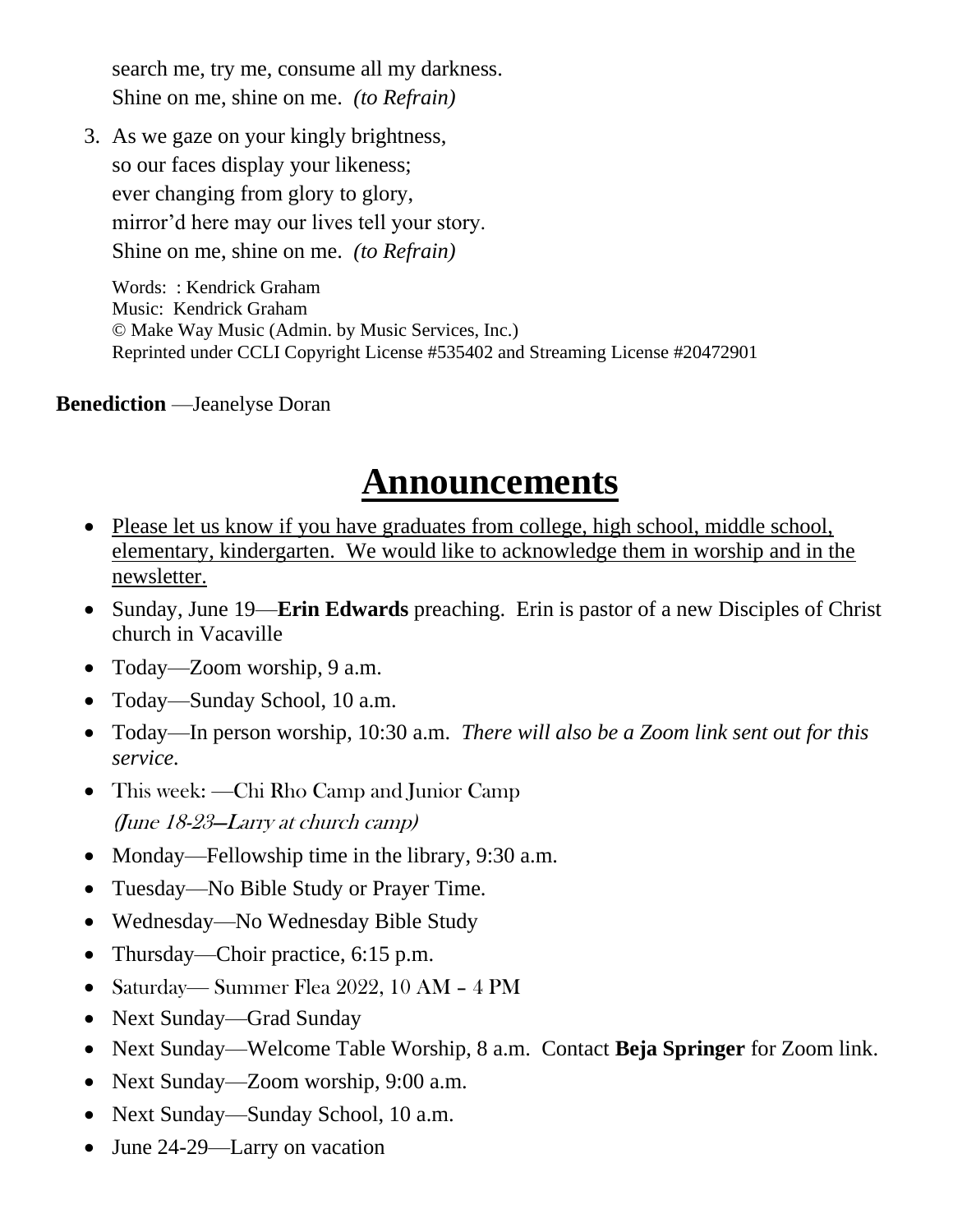search me, try me, consume all my darkness.
Shine on me, shine on me. *(to Refrain)*

3. As we gaze on your kingly brightness,
   so our faces display your likeness;
   ever changing from glory to glory,
   mirror'd here may our lives tell your story.
   Shine on me, shine on me. *(to Refrain)*

   Words: : Kendrick Graham
   Music: Kendrick Graham
   © Make Way Music (Admin. by Music Services, Inc.)
   Reprinted under CCLI Copyright License #535402 and Streaming License #20472901

**Benediction** —Jeanelyse Doran

# Announcements

- <u>Please let us know if you have graduates from college, high school, middle school, elementary, kindergarten. We would like to acknowledge them in worship and in the newsletter.</u>
- Sunday, June 19—**Erin Edwards** preaching. Erin is pastor of a new Disciples of Christ church in Vacaville
- Today—Zoom worship, 9 a.m.
- Today—Sunday School, 10 a.m.
- Today—In person worship, 10:30 a.m. *There will also be a Zoom link sent out for this service.*
- This week: —Chi Rho Camp and Junior Camp
  *(June 18-23—Larry at church camp)*
- Monday—Fellowship time in the library, 9:30 a.m.
- Tuesday—No Bible Study or Prayer Time.
- Wednesday—No Wednesday Bible Study
- Thursday—Choir practice, 6:15 p.m.
- Saturday— Summer Flea 2022, 10 AM – 4 PM
- Next Sunday—Grad Sunday
- Next Sunday—Welcome Table Worship, 8 a.m. Contact **Beja Springer** for Zoom link.
- Next Sunday—Zoom worship, 9:00 a.m.
- Next Sunday—Sunday School, 10 a.m.
- June 24-29—Larry on vacation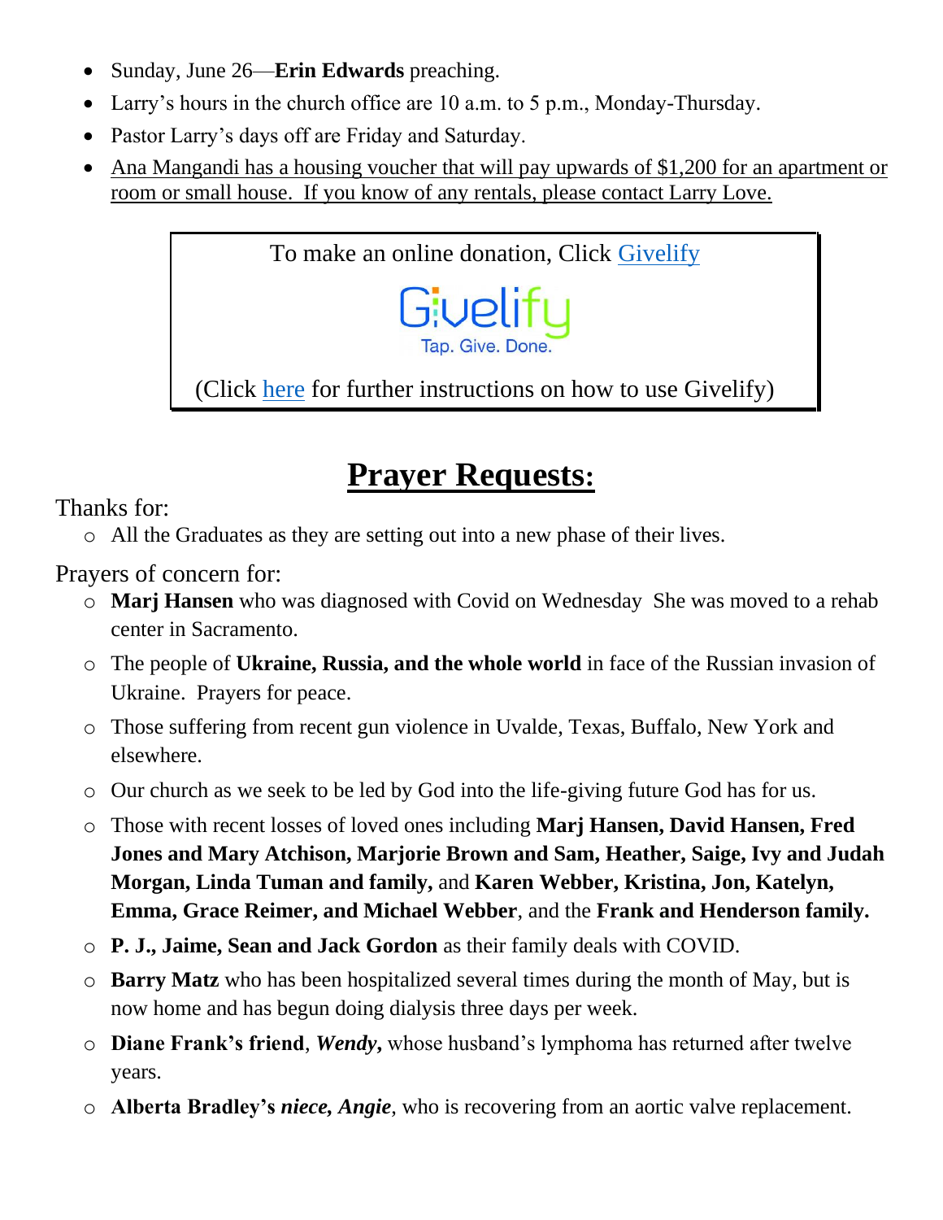- Sunday, June 26—**Erin Edwards** preaching.
- Larry's hours in the church office are 10 a.m. to 5 p.m., Monday-Thursday.
- Pastor Larry's days off are Friday and Saturday.
- Ana Mangandi has a housing voucher that will pay upwards of $1,200 for an apartment or room or small house. If you know of any rentals, please contact Larry Love.

To make an online donation, Click Givelify

Givelify
Tap. Give. Done.

(Click here for further instructions on how to use Givelify)

# Prayer Requests:

Thanks for:

- All the Graduates as they are setting out into a new phase of their lives.

Prayers of concern for:

- **Marj Hansen** who was diagnosed with Covid on Wednesday She was moved to a rehab center in Sacramento.
- The people of **Ukraine, Russia, and the whole world** in face of the Russian invasion of Ukraine. Prayers for peace.
- Those suffering from recent gun violence in Uvalde, Texas, Buffalo, New York and elsewhere.
- Our church as we seek to be led by God into the life-giving future God has for us.
- Those with recent losses of loved ones including **Marj Hansen, David Hansen, Fred Jones and Mary Atchison, Marjorie Brown and Sam, Heather, Saige, Ivy and Judah Morgan, Linda Tuman and family,** and **Karen Webber, Kristina, Jon, Katelyn, Emma, Grace Reimer, and Michael Webber**, and the **Frank and Henderson family.**
- **P. J., Jaime, Sean and Jack Gordon** as their family deals with COVID.
- **Barry Matz** who has been hospitalized several times during the month of May, but is now home and has begun doing dialysis three days per week.
- **Diane Frank's friend**, ***Wendy,*** whose husband's lymphoma has returned after twelve years.
- **Alberta Bradley's** ***niece, Angie***, who is recovering from an aortic valve replacement.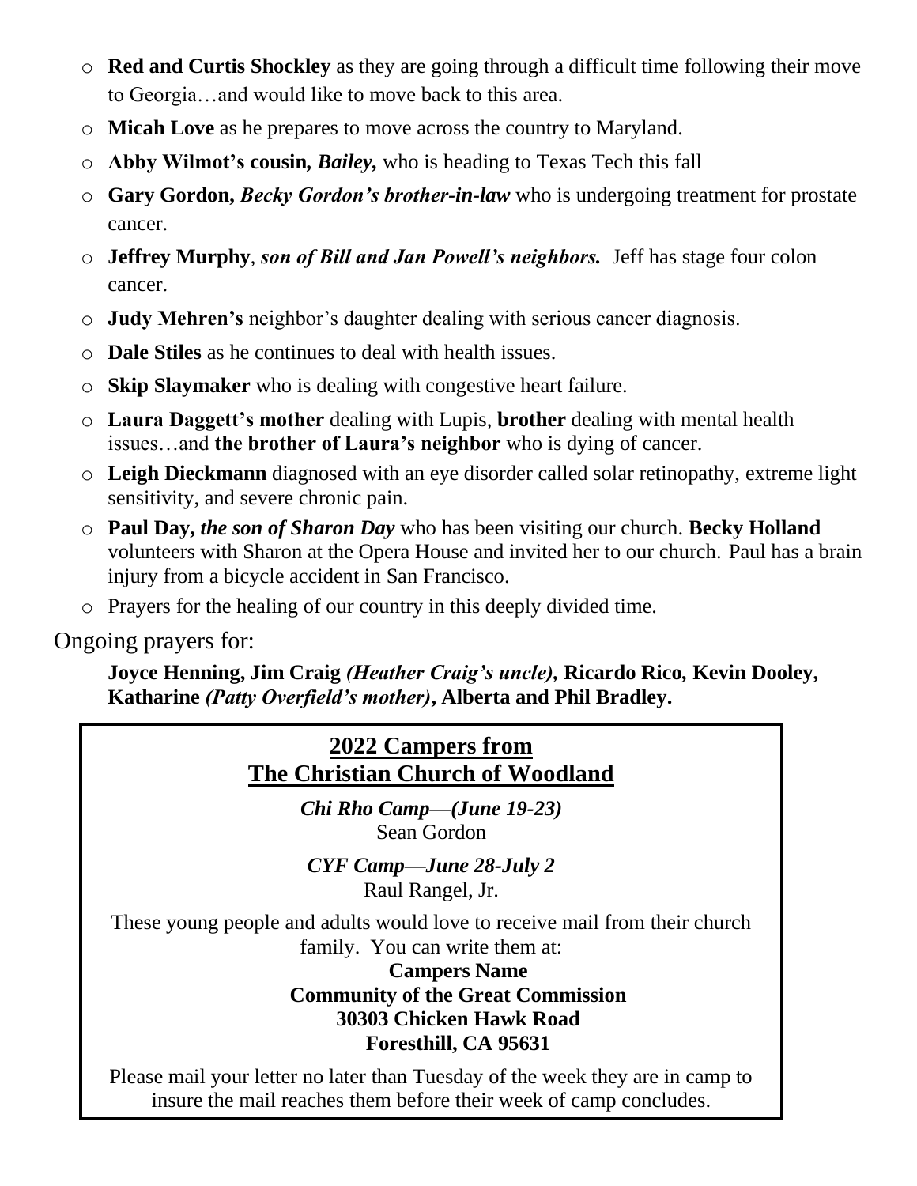- **Red and Curtis Shockley** as they are going through a difficult time following their move to Georgia…and would like to move back to this area.
- **Micah Love** as he prepares to move across the country to Maryland.
- **Abby Wilmot's cousin,** ***Bailey,*** who is heading to Texas Tech this fall
- **Gary Gordon,** ***Becky Gordon's brother-in-law*** who is undergoing treatment for prostate cancer.
- **Jeffrey Murphy**, ***son of Bill and Jan Powell's neighbors.*** Jeff has stage four colon cancer.
- **Judy Mehren's** neighbor's daughter dealing with serious cancer diagnosis.
- **Dale Stiles** as he continues to deal with health issues.
- **Skip Slaymaker** who is dealing with congestive heart failure.
- **Laura Daggett's mother** dealing with Lupis, **brother** dealing with mental health issues…and **the brother of Laura's neighbor** who is dying of cancer.
- **Leigh Dieckmann** diagnosed with an eye disorder called solar retinopathy, extreme light sensitivity, and severe chronic pain.
- **Paul Day,** ***the son of Sharon Day*** who has been visiting our church. **Becky Holland** volunteers with Sharon at the Opera House and invited her to our church. Paul has a brain injury from a bicycle accident in San Francisco.
- Prayers for the healing of our country in this deeply divided time.

Ongoing prayers for:

**Joyce Henning, Jim Craig** ***(Heather Craig's uncle),*** **Ricardo Rico, Kevin Dooley, Katharine** ***(Patty Overfield's mother)*****, Alberta and Phil Bradley.**

## 2022 Campers from The Christian Church of Woodland

***Chi Rho Camp—(June 19-23)***
Sean Gordon

***CYF Camp—June 28-July 2***
Raul Rangel, Jr.

These young people and adults would love to receive mail from their church family. You can write them at:

**Campers Name**
**Community of the Great Commission**
**30303 Chicken Hawk Road**
**Foresthill, CA 95631**

Please mail your letter no later than Tuesday of the week they are in camp to insure the mail reaches them before their week of camp concludes.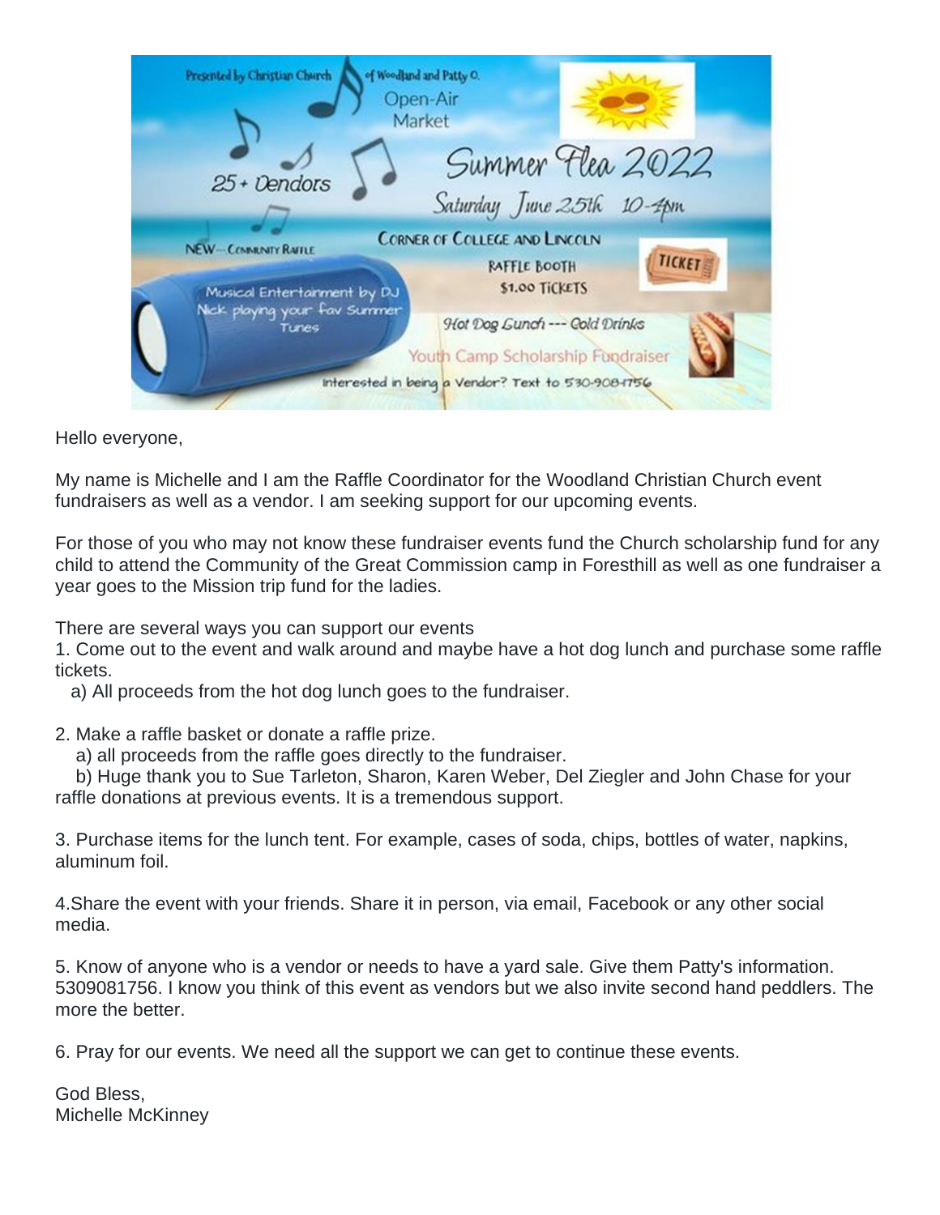Presented by Christian Church of Woodland and Patty O.

Open-Air Market

Summer Flea 2022

Saturday June 25th 10-4pm

25+ Vendors

NEW — Community Raffle

Corner of College and Lincoln

Raffle Booth

$1.00 Tickets

Musical Entertainment by DJ Nick playing your fav Summer Tunes

Hot Dog Lunch --- Cold Drinks

Youth Camp Scholarship Fundraiser

Interested in being a Vendor? Text to 530-908-1756

Hello everyone,

My name is Michelle and I am the Raffle Coordinator for the Woodland Christian Church event fundraisers as well as a vendor. I am seeking support for our upcoming events.

For those of you who may not know these fundraiser events fund the Church scholarship fund for any child to attend the Community of the Great Commission camp in Foresthill as well as one fundraiser a year goes to the Mission trip fund for the ladies.

There are several ways you can support our events

1. Come out to the event and walk around and maybe have a hot dog lunch and purchase some raffle tickets.
   a) All proceeds from the hot dog lunch goes to the fundraiser.

2. Make a raffle basket or donate a raffle prize.
   a) all proceeds from the raffle goes directly to the fundraiser.
   b) Huge thank you to Sue Tarleton, Sharon, Karen Weber, Del Ziegler and John Chase for your raffle donations at previous events. It is a tremendous support.

3. Purchase items for the lunch tent. For example, cases of soda, chips, bottles of water, napkins, aluminum foil.

4.Share the event with your friends. Share it in person, via email, Facebook or any other social media.

5. Know of anyone who is a vendor or needs to have a yard sale. Give them Patty's information. 5309081756. I know you think of this event as vendors but we also invite second hand peddlers. The more the better.

6. Pray for our events. We need all the support we can get to continue these events.

God Bless,
Michelle McKinney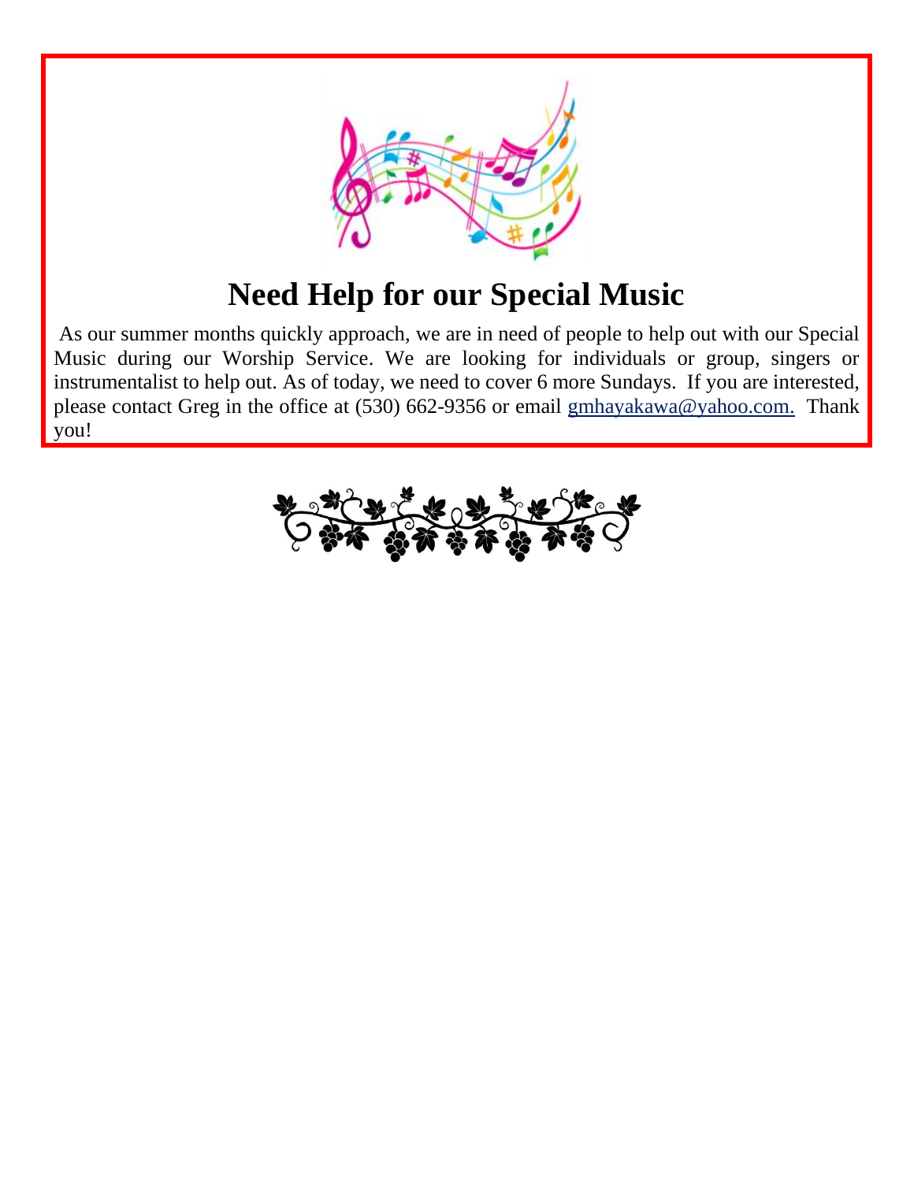# Need Help for our Special Music

As our summer months quickly approach, we are in need of people to help out with our Special Music during our Worship Service. We are looking for individuals or group, singers or instrumentalist to help out. As of today, we need to cover 6 more Sundays. If you are interested, please contact Greg in the office at (530) 662-9356 or email gmhayakawa@yahoo.com. Thank you!